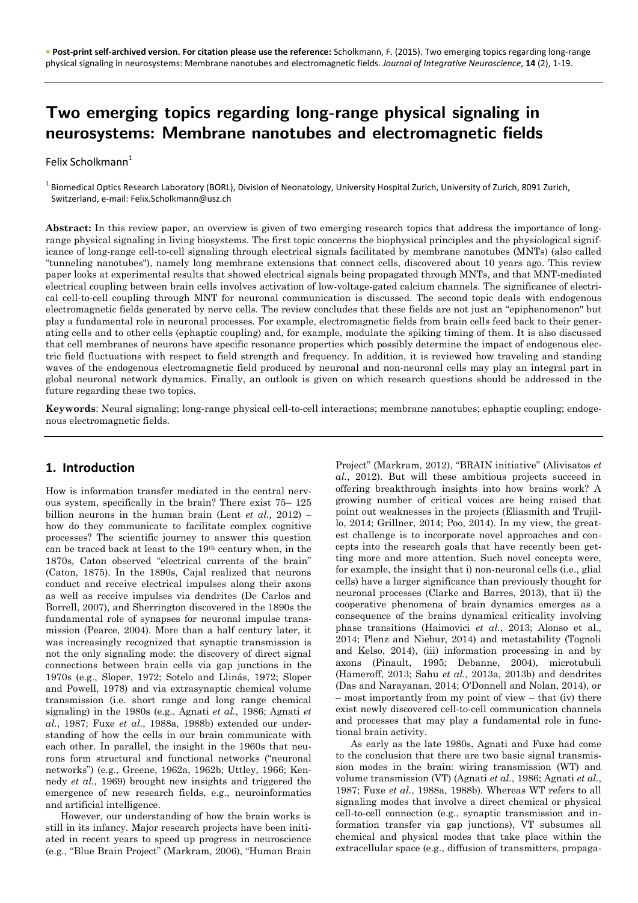• **Post-print self-archived version. For citation please use the reference:** Scholkmann, F. (2015). Two emerging topics regarding long-range physical signaling in neurosystems: Membrane nanotubes and electromagnetic fields. *Journal of Integrative Neuroscience*, **14** (2), 1-19.

# Two emerging topics regarding long-range physical signaling in neurosystems: Membrane nanotubes and electromagnetic fields

Felix Scholkmann[1]

[1] Biomedical Optics Research Laboratory (BORL), Division of Neonatology, University Hospital Zurich, University of Zurich, 8091 Zurich, Switzerland, e-mail: Felix.Scholkmann@usz.ch

**Abstract:** In this review paper, an overview is given of two emerging research topics that address the importance of long-range physical signaling in living biosystems. The first topic concerns the biophysical principles and the physiological significance of long-range cell-to-cell signaling through electrical signals facilitated by membrane nanotubes (MNTs) (also called "tunneling nanotubes"), namely long membrane extensions that connect cells, discovered about 10 years ago. This review paper looks at experimental results that showed electrical signals being propagated through MNTs, and that MNT-mediated electrical coupling between brain cells involves activation of low-voltage-gated calcium channels. The significance of electrical cell-to-cell coupling through MNT for neuronal communication is discussed. The second topic deals with endogenous electromagnetic fields generated by nerve cells. The review concludes that these fields are not just an "epiphenomenon" but play a fundamental role in neuronal processes. For example, electromagnetic fields from brain cells feed back to their generating cells and to other cells (ephaptic coupling) and, for example, modulate the spiking timing of them. It is also discussed that cell membranes of neurons have specific resonance properties which possibly determine the impact of endogenous electric field fluctuations with respect to field strength and frequency. In addition, it is reviewed how traveling and standing waves of the endogenous electromagnetic field produced by neuronal and non-neuronal cells may play an integral part in global neuronal network dynamics. Finally, an outlook is given on which research questions should be addressed in the future regarding these two topics.

**Keywords**: Neural signaling; long-range physical cell-to-cell interactions; membrane nanotubes; ephaptic coupling; endogenous electromagnetic fields.

## 1. Introduction

How is information transfer mediated in the central nervous system, specifically in the brain? There exist 75– 125 billion neurons in the human brain (Lent *et al.,* 2012) – how do they communicate to facilitate complex cognitive processes? The scientific journey to answer this question can be traced back at least to the 19th century when, in the 1870s, Caton observed "electrical currents of the brain" (Caton, 1875). In the 1890s, Cajal realized that neurons conduct and receive electrical impulses along their axons as well as receive impulses via dendrites (De Carlos and Borrell, 2007), and Sherrington discovered in the 1890s the fundamental role of synapses for neuronal impulse transmission (Pearce, 2004). More than a half century later, it was increasingly recognized that synaptic transmission is not the only signaling mode: the discovery of direct signal connections between brain cells via gap junctions in the 1970s (e.g., Sloper, 1972; Sotelo and Llinás, 1972; Sloper and Powell, 1978) and via extrasynaptic chemical volume transmission (i.e. short range and long range chemical signaling) in the 1980s (e.g., Agnati *et al.*, 1986; Agnati *et al.*, 1987; Fuxe *et al.*, 1988a, 1988b) extended our understanding of how the cells in our brain communicate with each other. In parallel, the insight in the 1960s that neurons form structural and functional networks ("neuronal networks") (e.g., Greene, 1962a, 1962b; Uttley, 1966; Kennedy *et al.*, 1969) brought new insights and triggered the emergence of new research fields, e.g., neuroinformatics and artificial intelligence.

However, our understanding of how the brain works is still in its infancy. Major research projects have been initiated in recent years to speed up progress in neuroscience (e.g., "Blue Brain Project" (Markram, 2006), "Human Brain Project" (Markram, 2012), "BRAIN initiative" (Alivisatos *et al.*, 2012). But will these ambitious projects succeed in offering breakthrough insights into how brains work? A growing number of critical voices are being raised that point out weaknesses in the projects (Eliasmith and Trujillo, 2014; Grillner, 2014; Poo, 2014). In my view, the greatest challenge is to incorporate novel approaches and concepts into the research goals that have recently been getting more and more attention. Such novel concepts were, for example, the insight that i) non-neuronal cells (i.e., glial cells) have a larger significance than previously thought for neuronal processes (Clarke and Barres, 2013), that ii) the cooperative phenomena of brain dynamics emerges as a consequence of the brains dynamical criticality involving phase transitions (Haimovici *et al.*, 2013; Alonso et al., 2014; Plenz and Niebur, 2014) and metastability (Tognoli and Kelso, 2014), (iii) information processing in and by axons (Pinault, 1995; Debanne, 2004), microtubuli (Hameroff, 2013; Sahu *et al.*, 2013a, 2013b) and dendrites (Das and Narayanan, 2014; O'Donnell and Nolan, 2014), or – most importantly from my point of view – that (iv) there exist newly discovered cell-to-cell communication channels and processes that may play a fundamental role in functional brain activity.

As early as the late 1980s, Agnati and Fuxe had come to the conclusion that there are two basic signal transmission modes in the brain: wiring transmission (WT) and volume transmission (VT) (Agnati *et al.*, 1986; Agnati *et al.*, 1987; Fuxe *et al.*, 1988a, 1988b). Whereas WT refers to all signaling modes that involve a direct chemical or physical cell-to-cell connection (e.g., synaptic transmission and information transfer via gap junctions), VT subsumes all chemical and physical modes that take place within the extracellular space (e.g., diffusion of transmitters, propaga-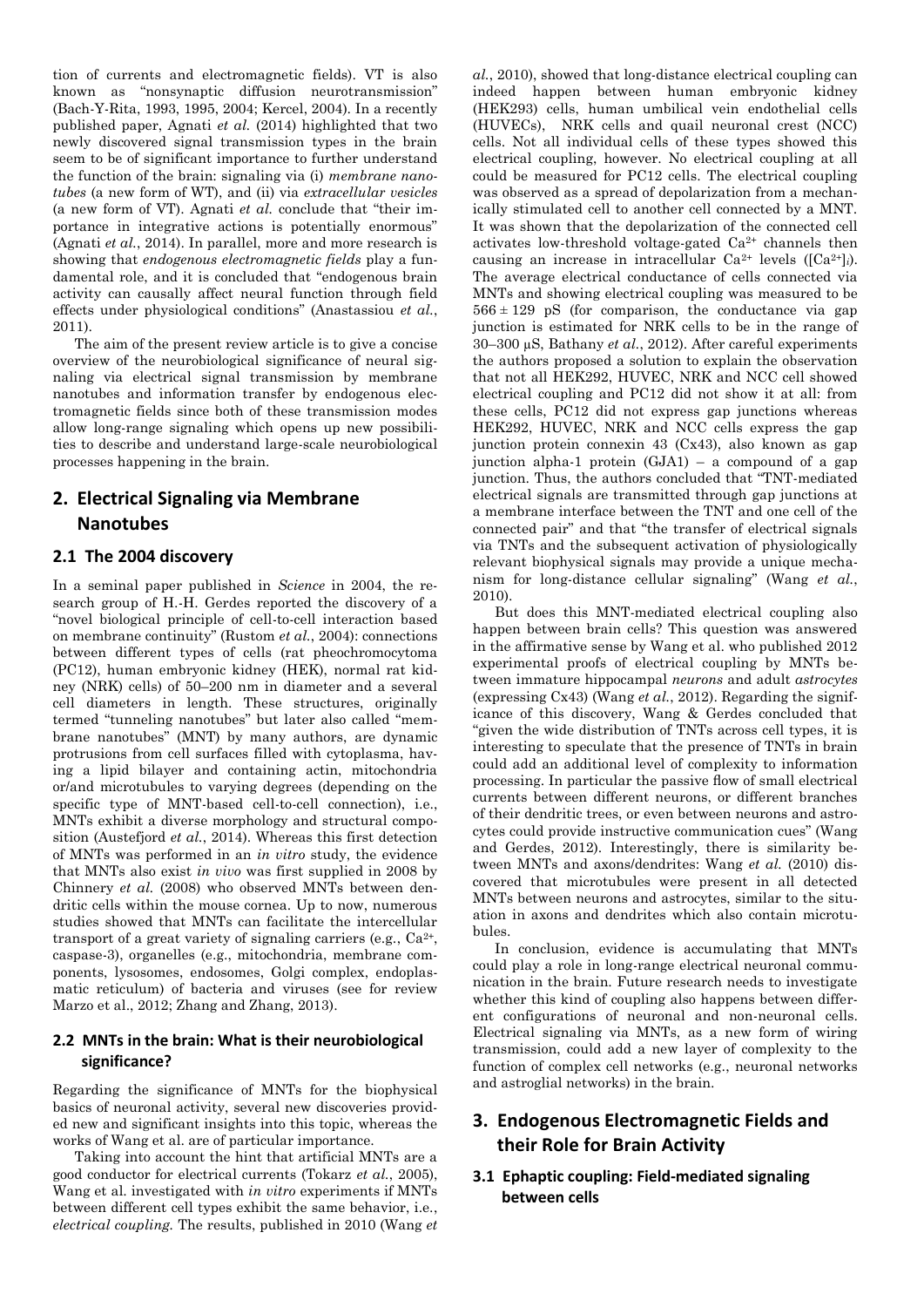tion of currents and electromagnetic fields). VT is also known as "nonsynaptic diffusion neurotransmission" (Bach-Y-Rita, 1993, 1995, 2004; Kercel, 2004). In a recently published paper, Agnati *et al.* (2014) highlighted that two newly discovered signal transmission types in the brain seem to be of significant importance to further understand the function of the brain: signaling via (i) *membrane nanotubes* (a new form of WT), and (ii) via *extracellular vesicles* (a new form of VT). Agnati *et al.* conclude that "their importance in integrative actions is potentially enormous" (Agnati *et al.*, 2014). In parallel, more and more research is showing that *endogenous electromagnetic fields* play a fundamental role, and it is concluded that "endogenous brain activity can causally affect neural function through field effects under physiological conditions" (Anastassiou *et al.*, 2011).

The aim of the present review article is to give a concise overview of the neurobiological significance of neural signaling via electrical signal transmission by membrane nanotubes and information transfer by endogenous electromagnetic fields since both of these transmission modes allow long-range signaling which opens up new possibilities to describe and understand large-scale neurobiological processes happening in the brain.

## 2. Electrical Signaling via Membrane Nanotubes

### 2.1 The 2004 discovery

In a seminal paper published in *Science* in 2004, the research group of H.-H. Gerdes reported the discovery of a "novel biological principle of cell-to-cell interaction based on membrane continuity" (Rustom *et al.*, 2004): connections between different types of cells (rat pheochromocytoma (PC12), human embryonic kidney (HEK), normal rat kidney (NRK) cells) of 50–200 nm in diameter and a several cell diameters in length. These structures, originally termed "tunneling nanotubes" but later also called "membrane nanotubes" (MNT) by many authors, are dynamic protrusions from cell surfaces filled with cytoplasma, having a lipid bilayer and containing actin, mitochondria or/and microtubules to varying degrees (depending on the specific type of MNT-based cell-to-cell connection), i.e., MNTs exhibit a diverse morphology and structural composition (Austefjord *et al.*, 2014). Whereas this first detection of MNTs was performed in an *in vitro* study, the evidence that MNTs also exist *in vivo* was first supplied in 2008 by Chinnery *et al.* (2008) who observed MNTs between dendritic cells within the mouse cornea. Up to now, numerous studies showed that MNTs can facilitate the intercellular transport of a great variety of signaling carriers (e.g., $Ca^{2+}$, caspase-3), organelles (e.g., mitochondria, membrane components, lysosomes, endosomes, Golgi complex, endoplasmatic reticulum) of bacteria and viruses (see for review Marzo et al., 2012; Zhang and Zhang, 2013).

### 2.2 MNTs in the brain: What is their neurobiological significance?

Regarding the significance of MNTs for the biophysical basics of neuronal activity, several new discoveries provided new and significant insights into this topic, whereas the works of Wang et al. are of particular importance.

Taking into account the hint that artificial MNTs are a good conductor for electrical currents (Tokarz *et al.*, 2005), Wang et al. investigated with *in vitro* experiments if MNTs between different cell types exhibit the same behavior, i.e., *electrical coupling.* The results, published in 2010 (Wang *et al.*, 2010), showed that long-distance electrical coupling can indeed happen between human embryonic kidney (HEK293) cells, human umbilical vein endothelial cells (HUVECs), NRK cells and quail neuronal crest (NCC) cells. Not all individual cells of these types showed this electrical coupling, however. No electrical coupling at all could be measured for PC12 cells. The electrical coupling was observed as a spread of depolarization from a mechanically stimulated cell to another cell connected by a MNT. It was shown that the depolarization of the connected cell activates low-threshold voltage-gated $Ca^{2+}$ channels then causing an increase in intracellular $Ca^{2+}$ levels ($[Ca^{2+}]_i$). The average electrical conductance of cells connected via MNTs and showing electrical coupling was measured to be $566 \pm 129$ pS (for comparison, the conductance via gap junction is estimated for NRK cells to be in the range of 30–300 μS, Bathany *et al.*, 2012). After careful experiments the authors proposed a solution to explain the observation that not all HEK292, HUVEC, NRK and NCC cell showed electrical coupling and PC12 did not show it at all: from these cells, PC12 did not express gap junctions whereas HEK292, HUVEC, NRK and NCC cells express the gap junction protein connexin 43 (Cx43), also known as gap junction alpha-1 protein (GJA1) – a compound of a gap junction. Thus, the authors concluded that "TNT-mediated electrical signals are transmitted through gap junctions at a membrane interface between the TNT and one cell of the connected pair" and that "the transfer of electrical signals via TNTs and the subsequent activation of physiologically relevant biophysical signals may provide a unique mechanism for long-distance cellular signaling" (Wang *et al.*, 2010).

But does this MNT-mediated electrical coupling also happen between brain cells? This question was answered in the affirmative sense by Wang et al. who published 2012 experimental proofs of electrical coupling by MNTs between immature hippocampal *neurons* and adult *astrocytes* (expressing Cx43) (Wang *et al.*, 2012). Regarding the significance of this discovery, Wang & Gerdes concluded that "given the wide distribution of TNTs across cell types, it is interesting to speculate that the presence of TNTs in brain could add an additional level of complexity to information processing. In particular the passive flow of small electrical currents between different neurons, or different branches of their dendritic trees, or even between neurons and astrocytes could provide instructive communication cues" (Wang and Gerdes, 2012). Interestingly, there is similarity between MNTs and axons/dendrites: Wang *et al.* (2010) discovered that microtubules were present in all detected MNTs between neurons and astrocytes, similar to the situation in axons and dendrites which also contain microtubules.

In conclusion, evidence is accumulating that MNTs could play a role in long-range electrical neuronal communication in the brain. Future research needs to investigate whether this kind of coupling also happens between different configurations of neuronal and non-neuronal cells. Electrical signaling via MNTs, as a new form of wiring transmission, could add a new layer of complexity to the function of complex cell networks (e.g., neuronal networks and astroglial networks) in the brain.

## 3. Endogenous Electromagnetic Fields and their Role for Brain Activity

### 3.1 Ephaptic coupling: Field-mediated signaling between cells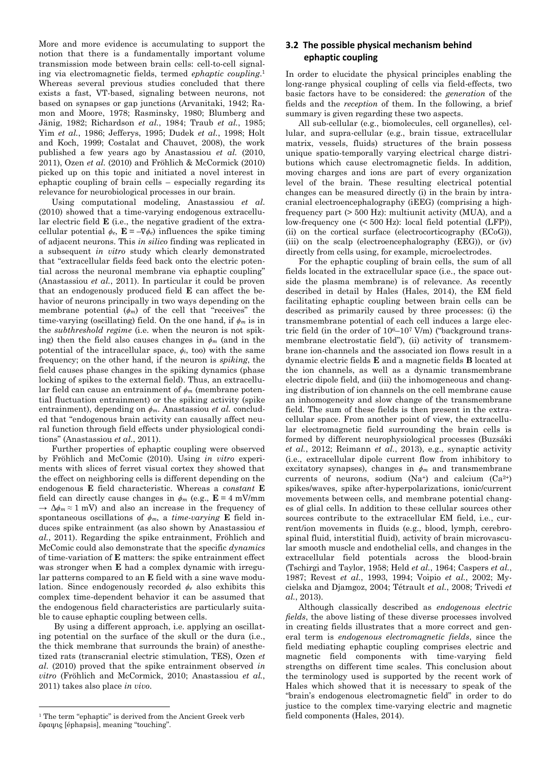More and more evidence is accumulating to support the notion that there is a fundamentally important volume transmission mode between brain cells: cell-to-cell signaling via electromagnetic fields, termed *ephaptic coupling*.[1] Whereas several previous studies concluded that there exists a fast, VT-based, signaling between neurons, not based on synapses or gap junctions (Arvanitaki, 1942; Ramon and Moore, 1978; Rasminsky, 1980; Blumberg and Jänig, 1982; Richardson *et al.*, 1984; Traub *et al.*, 1985; Yim *et al.*, 1986; Jefferys, 1995; Dudek *et al.*, 1998; Holt and Koch, 1999; Costalat and Chauvet, 2008), the work published a few years ago by Anastassiou *et al.* (2010, 2011), Ozen *et al.* (2010) and Fröhlich & McCormick (2010) picked up on this topic and initiated a novel interest in ephaptic coupling of brain cells – especially regarding its relevance for neurobiological processes in our brain.

Using computational modeling, Anastassiou *et al.* (2010) showed that a time-varying endogenous extracellular electric field **E** (i.e., the negative gradient of the extracellular potential $\phi_e$, $\mathbf{E} = -\nabla\phi_e$) influences the spike timing of adjacent neurons. This *in silico* finding was replicated in a subsequent *in vitro* study which clearly demonstrated that "extracellular fields feed back onto the electric potential across the neuronal membrane via ephaptic coupling" (Anastassiou *et al.*, 2011). In particular it could be proven that an endogenously produced field **E** can affect the behavior of neurons principally in two ways depending on the membrane potential ($\phi_m$) of the cell that "receives" the time-varying (oscillating) field. On the one hand, if $\phi_m$ is in the *subthreshold regime* (i.e. when the neuron is not spiking) then the field also causes changes in $\phi_m$ (and in the potential of the intracellular space, $\phi_i$, too) with the same frequency; on the other hand, if the neuron is *spiking*, the field causes phase changes in the spiking dynamics (phase locking of spikes to the external field). Thus, an extracellular field can cause an entrainment of $\phi_m$ (membrane potential fluctuation entrainment) or the spiking activity (spike entrainment), depending on $\phi_m$. Anastassiou *et al.* concluded that "endogenous brain activity can causally affect neural function through field effects under physiological conditions" (Anastassiou *et al.*, 2011).

Further properties of ephaptic coupling were observed by Fröhlich and McComic (2010). Using *in vitro* experiments with slices of ferret visual cortex they showed that the effect on neighboring cells is different depending on the endogenous **E** field characteristic. Whereas a *constant* **E** field can directly cause changes in $\phi_m$ (e.g., $\mathbf{E} = 4$ mV/mm $\rightarrow \Delta\phi_m \approx 1$ mV) and also an increase in the frequency of spontaneous oscillations of $\phi_m$, a *time-varying* **E** field induces spike entrainment (as also shown by Anastassiou *et al.*, 2011). Regarding the spike entrainment, Fröhlich and McComic could also demonstrate that the specific *dynamics* of time-variation of **E** matters: the spike entrainment effect was stronger when **E** had a complex dynamic with irregular patterns compared to an **E** field with a sine wave modulation. Since endogenously recorded $\phi_e$ also exhibits this complex time-dependent behavior it can be assumed that the endogenous field characteristics are particularly suitable to cause ephaptic coupling between cells.

By using a different approach, i.e. applying an oscillating potential on the surface of the skull or the dura (i.e., the thick membrane that surrounds the brain) of anesthetized rats (transcranial electric stimulation, TES), Ozen *et al.* (2010) proved that the spike entrainment observed *in vitro* (Fröhlich and McCormick, 2010; Anastassiou *et al.*, 2011) takes also place *in vivo*.

[1] The term "ephaptic" is derived from the Ancient Greek verb ἔφαψις [éphapsis], meaning "touching".

## 3.2 The possible physical mechanism behind ephaptic coupling

In order to elucidate the physical principles enabling the long-range physical coupling of cells via field-effects, two basic factors have to be considered: the *generation* of the fields and the *reception* of them. In the following, a brief summary is given regarding these two aspects.

All sub-cellular (e.g., biomolecules, cell organelles), cellular, and supra-cellular (e.g., brain tissue, extracellular matrix, vessels, fluids) structures of the brain possess unique spatio-temporally varying electrical charge distributions which cause electromagnetic fields. In addition, moving charges and ions are part of every organization level of the brain. These resulting electrical potential changes can be measured directly (i) in the brain by intracranial electroencephalography (iEEG) (comprising a high-frequency part (> 500 Hz): multiunit activity (MUA), and a low-frequency one (< 500 Hz): local field potential (LFP)), (ii) on the cortical surface (electrocorticography (ECoG)), (iii) on the scalp (electroencephalography (EEG)), or (iv) directly from cells using, for example, microelectrodes.

For the ephaptic coupling of brain cells, the sum of all fields located in the extracellular space (i.e., the space outside the plasma membrane) is of relevance. As recently described in detail by Hales (Hales, 2014), the EM field facilitating ephaptic coupling between brain cells can be described as primarily caused by three processes: (i) the transmembrane potential of each cell induces a large electric field (in the order of $10^6$–$10^7$ V/m) ("background transmembrane electrostatic field"), (ii) activity of transmembrane ion-channels and the associated ion flows result in a dynamic electric fields **E** and a magnetic fields **B** located at the ion channels, as well as a dynamic transmembrane electric dipole field, and (iii) the inhomogeneous and changing distribution of ion channels on the cell membrane cause an inhomogeneity and slow change of the transmembrane field. The sum of these fields is then present in the extracellular space. From another point of view, the extracellular electromagnetic field surrounding the brain cells is formed by different neurophysiological processes (Buzsáki *et al.*, 2012; Reimann *et al.*, 2013), e.g., synaptic activity (i.e., extracellular dipole current flow from inhibitory to excitatory synapses), changes in $\phi_m$ and transmembrane currents of neurons, sodium ($Na^+$) and calcium ($Ca^{2+}$) spikes/waves, spike after-hyperpolarizations, ionic/current movements between cells, and membrane potential changes of glial cells. In addition to these cellular sources other sources contribute to the extracellular EM field, i.e., current/ion movements in fluids (e.g., blood, lymph, cerebrospinal fluid, interstitial fluid), activity of brain microvascular smooth muscle and endothelial cells, and changes in the extracellular field potentials across the blood-brain (Tschirgi and Taylor, 1958; Held *et al.*, 1964; Caspers *et al.*, 1987; Revest *et al.*, 1993, 1994; Voipio *et al.*, 2002; Mycielska and Djamgoz, 2004; Tétrault *et al.*, 2008; Trivedi *et al.*, 2013).

Although classically described as *endogenous electric fields*, the above listing of these diverse processes involved in creating fields illustrates that a more correct and general term is *endogenous electromagnetic fields*, since the field mediating ephaptic coupling comprises electric and magnetic field components with time-varying field strengths on different time scales. This conclusion about the terminology used is supported by the recent work of Hales which showed that it is necessary to speak of the "brain's endogenous electromagnetic field" in order to do justice to the complex time-varying electric and magnetic field components (Hales, 2014).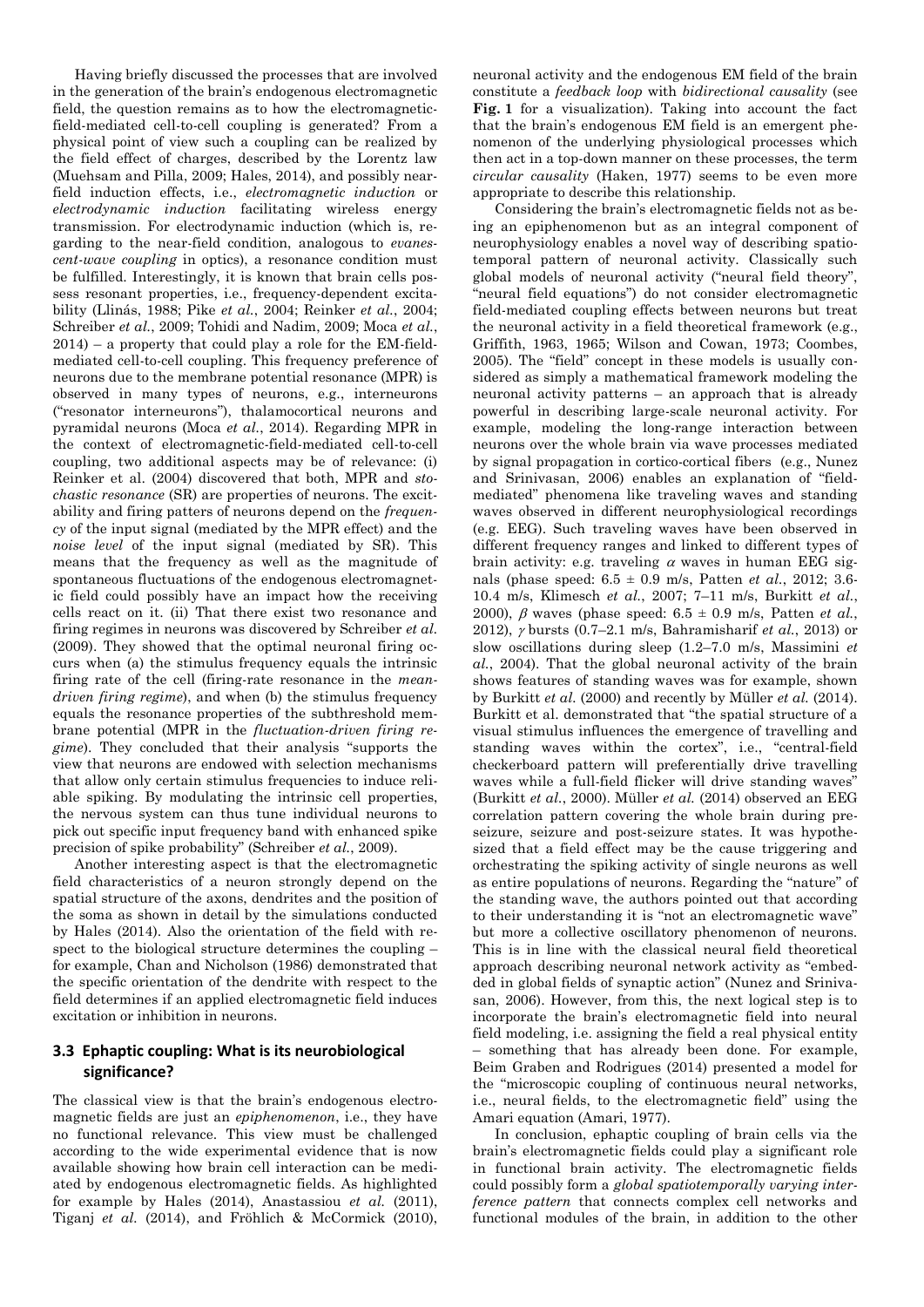Having briefly discussed the processes that are involved in the generation of the brain's endogenous electromagnetic field, the question remains as to how the electromagnetic-field-mediated cell-to-cell coupling is generated? From a physical point of view such a coupling can be realized by the field effect of charges, described by the Lorentz law (Muehsam and Pilla, 2009; Hales, 2014), and possibly near-field induction effects, i.e., *electromagnetic induction* or *electrodynamic induction* facilitating wireless energy transmission. For electrodynamic induction (which is, regarding to the near-field condition, analogous to *evanescent-wave coupling* in optics), a resonance condition must be fulfilled. Interestingly, it is known that brain cells possess resonant properties, i.e., frequency-dependent excitability (Llinás, 1988; Pike *et al.*, 2004; Reinker *et al.*, 2004; Schreiber *et al.*, 2009; Tohidi and Nadim, 2009; Moca *et al.*, 2014) – a property that could play a role for the EM-field-mediated cell-to-cell coupling. This frequency preference of neurons due to the membrane potential resonance (MPR) is observed in many types of neurons, e.g., interneurons ("resonator interneurons"), thalamocortical neurons and pyramidal neurons (Moca *et al.*, 2014). Regarding MPR in the context of electromagnetic-field-mediated cell-to-cell coupling, two additional aspects may be of relevance: (i) Reinker et al. (2004) discovered that both, MPR and *stochastic resonance* (SR) are properties of neurons. The excitability and firing patterns of neurons depend on the *frequency* of the input signal (mediated by the MPR effect) and the *noise level* of the input signal (mediated by SR). This means that the frequency as well as the magnitude of spontaneous fluctuations of the endogenous electromagnetic field could possibly have an impact how the receiving cells react on it. (ii) That there exist two resonance and firing regimes in neurons was discovered by Schreiber *et al.* (2009). They showed that the optimal neuronal firing occurs when (a) the stimulus frequency equals the intrinsic firing rate of the cell (firing-rate resonance in the *mean-driven firing regime*), and when (b) the stimulus frequency equals the resonance properties of the subthreshold membrane potential (MPR in the *fluctuation-driven firing regime*). They concluded that their analysis "supports the view that neurons are endowed with selection mechanisms that allow only certain stimulus frequencies to induce reliable spiking. By modulating the intrinsic cell properties, the nervous system can thus tune individual neurons to pick out specific input frequency band with enhanced spike precision of spike probability" (Schreiber *et al.*, 2009).

Another interesting aspect is that the electromagnetic field characteristics of a neuron strongly depend on the spatial structure of the axons, dendrites and the position of the soma as shown in detail by the simulations conducted by Hales (2014). Also the orientation of the field with respect to the biological structure determines the coupling – for example, Chan and Nicholson (1986) demonstrated that the specific orientation of the dendrite with respect to the field determines if an applied electromagnetic field induces excitation or inhibition in neurons.

### 3.3 Ephaptic coupling: What is its neurobiological significance?

The classical view is that the brain's endogenous electromagnetic fields are just an *epiphenomenon*, i.e., they have no functional relevance. This view must be challenged according to the wide experimental evidence that is now available showing how brain cell interaction can be mediated by endogenous electromagnetic fields. As highlighted for example by Hales (2014), Anastassiou *et al.* (2011), Tiganj *et al.* (2014), and Fröhlich & McCormick (2010), neuronal activity and the endogenous EM field of the brain constitute a *feedback loop* with *bidirectional causality* (see **Fig. 1** for a visualization). Taking into account the fact that the brain's endogenous EM field is an emergent phenomenon of the underlying physiological processes which then act in a top-down manner on these processes, the term *circular causality* (Haken, 1977) seems to be even more appropriate to describe this relationship.

Considering the brain's electromagnetic fields not as being an epiphenomenon but as an integral component of neurophysiology enables a novel way of describing spatiotemporal pattern of neuronal activity. Classically such global models of neuronal activity ("neural field theory", "neural field equations") do not consider electromagnetic field-mediated coupling effects between neurons but treat the neuronal activity in a field theoretical framework (e.g., Griffith, 1963, 1965; Wilson and Cowan, 1973; Coombes, 2005). The "field" concept in these models is usually considered as simply a mathematical framework modeling the neuronal activity patterns – an approach that is already powerful in describing large-scale neuronal activity. For example, modeling the long-range interaction between neurons over the whole brain via wave processes mediated by signal propagation in cortico-cortical fibers (e.g., Nunez and Srinivasan, 2006) enables an explanation of "field-mediated" phenomena like traveling waves and standing waves observed in different neurophysiological recordings (e.g. EEG). Such traveling waves have been observed in different frequency ranges and linked to different types of brain activity: e.g. traveling $\alpha$ waves in human EEG signals (phase speed: $6.5 \pm 0.9$ m/s, Patten *et al.*, 2012; 3.6-10.4 m/s, Klimesch *et al.*, 2007; 7–11 m/s, Burkitt *et al.*, 2000), $\beta$ waves (phase speed: $6.5 \pm 0.9$ m/s, Patten *et al.*, 2012), $\gamma$ bursts (0.7–2.1 m/s, Bahramisharif *et al.*, 2013) or slow oscillations during sleep (1.2–7.0 m/s, Massimini *et al.*, 2004). That the global neuronal activity of the brain shows features of standing waves was for example, shown by Burkitt *et al.* (2000) and recently by Müller *et al.* (2014). Burkitt et al. demonstrated that "the spatial structure of a visual stimulus influences the emergence of travelling and standing waves within the cortex", i.e., "central-field checkerboard pattern will preferentially drive travelling waves while a full-field flicker will drive standing waves" (Burkitt *et al.*, 2000). Müller *et al.* (2014) observed an EEG correlation pattern covering the whole brain during pre-seizure, seizure and post-seizure states. It was hypothesized that a field effect may be the cause triggering and orchestrating the spiking activity of single neurons as well as entire populations of neurons. Regarding the "nature" of the standing wave, the authors pointed out that according to their understanding it is "not an electromagnetic wave" but more a collective oscillatory phenomenon of neurons. This is in line with the classical neural field theoretical approach describing neuronal network activity as "embedded in global fields of synaptic action" (Nunez and Srinivasan, 2006). However, from this, the next logical step is to incorporate the brain's electromagnetic field into neural field modeling, i.e. assigning the field a real physical entity – something that has already been done. For example, Beim Graben and Rodrigues (2014) presented a model for the "microscopic coupling of continuous neural networks, i.e., neural fields, to the electromagnetic field" using the Amari equation (Amari, 1977).

In conclusion, ephaptic coupling of brain cells via the brain's electromagnetic fields could play a significant role in functional brain activity. The electromagnetic fields could possibly form a *global spatiotemporally varying interference pattern* that connects complex cell networks and functional modules of the brain, in addition to the other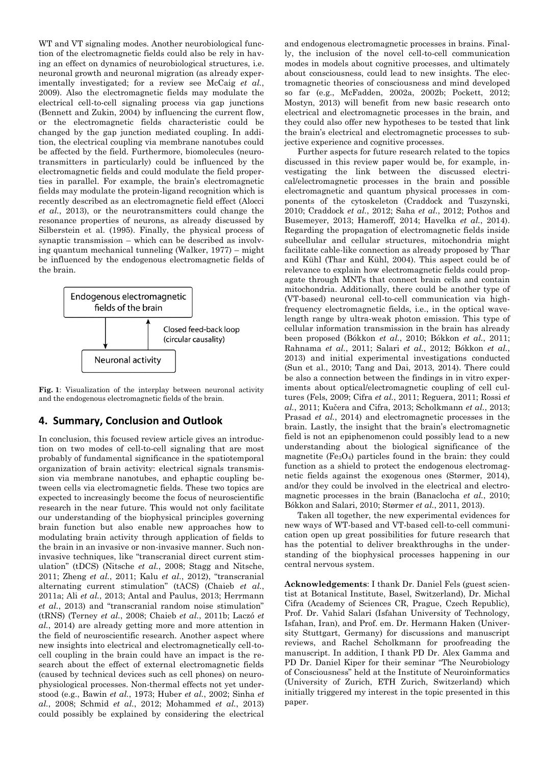WT and VT signaling modes. Another neurobiological function of the electromagnetic fields could also be rely in having an effect on dynamics of neurobiological structures, i.e. neuronal growth and neuronal migration (as already experimentally investigated; for a review see McCaig *et al.*, 2009). Also the electromagnetic fields may modulate the electrical cell-to-cell signaling process via gap junctions (Bennett and Zukin, 2004) by influencing the current flow, or the electromagnetic fields characteristic could be changed by the gap junction mediated coupling. In addition, the electrical coupling via membrane nanotubes could be affected by the field. Furthermore, biomolecules (neurotransmitters in particularly) could be influenced by the electromagnetic fields and could modulate the field properties in parallel. For example, the brain's electromagnetic fields may modulate the protein-ligand recognition which is recently described as an electromagnetic field effect (Alocci *et al.*, 2013), or the neurotransmitters could change the resonance properties of neurons, as already discussed by Silberstein et al. (1995). Finally, the physical process of synaptic transmission – which can be described as involving quantum mechanical tunneling (Walker, 1977) – might be influenced by the endogenous electromagnetic fields of the brain.

Endogenous electromagnetic fields of the brain

Closed feed-back loop (circular causality)

Neuronal activity

**Fig. 1**: Visualization of the interplay between neuronal activity and the endogenous electromagnetic fields of the brain.

## 4. Summary, Conclusion and Outlook

In conclusion, this focused review article gives an introduction on two modes of cell-to-cell signaling that are most probably of fundamental significance in the spatiotemporal organization of brain activity: electrical signals transmission via membrane nanotubes, and ephaptic coupling between cells via electromagnetic fields. These two topics are expected to increasingly become the focus of neuroscientific research in the near future. This would not only facilitate our understanding of the biophysical principles governing brain function but also enable new approaches how to modulating brain activity through application of fields to the brain in an invasive or non-invasive manner. Such non-invasive techniques, like "transcranial direct current stimulation" (tDCS) (Nitsche *et al.*, 2008; Stagg and Nitsche, 2011; Zheng *et al.*, 2011; Kalu *et al.*, 2012), "transcranial alternating current stimulation" (tACS) (Chaieb *et al.*, 2011a; Ali *et al.*, 2013; Antal and Paulus, 2013; Herrmann *et al.*, 2013) and "transcranial random noise stimulation" (tRNS) (Terney *et al.*, 2008; Chaieb *et al.*, 2011b; Laczó *et al.*, 2014) are already getting more and more attention in the field of neuroscientific research. Another aspect where new insights into electrical and electromagnetically cell-to-cell coupling in the brain could have an impact is the research about the effect of external electromagnetic fields (caused by technical devices such as cell phones) on neurophysiological processes. Non-thermal effects not yet understood (e.g., Bawin *et al.*, 1973; Huber *et al.*, 2002; Sinha *et al.*, 2008; Schmid *et al.*, 2012; Mohammed *et al.*, 2013) could possibly be explained by considering the electrical and endogenous electromagnetic processes in brains. Finally, the inclusion of the novel cell-to-cell communication modes in models about cognitive processes, and ultimately about consciousness, could lead to new insights. The electromagnetic theories of consciousness and mind developed so far (e.g., McFadden, 2002a, 2002b; Pockett, 2012; Mostyn, 2013) will benefit from new basic research onto electrical and electromagnetic processes in the brain, and they could also offer new hypotheses to be tested that link the brain's electrical and electromagnetic processes to subjective experience and cognitive processes.

Further aspects for future research related to the topics discussed in this review paper would be, for example, investigating the link between the discussed electrical/electromagnetic processes in the brain and possible electromagnetic and quantum physical processes in components of the cytoskeleton (Craddock and Tuszynski, 2010; Craddock *et al.*, 2012; Saha *et al.*, 2012; Pothos and Busemeyer, 2013; Hameroff, 2014; Havelka *et al.*, 2014). Regarding the propagation of electromagnetic fields inside subcellular and cellular structures, mitochondria might facilitate cable-like connection as already proposed by Thar and Kühl (Thar and Kühl, 2004). This aspect could be of relevance to explain how electromagnetic fields could propagate through MNTs that connect brain cells and contain mitochondria. Additionally, there could be another type of (VT-based) neuronal cell-to-cell communication via high-frequency electromagnetic fields, i.e., in the optical wavelength range by ultra-weak photon emission. This type of cellular information transmission in the brain has already been proposed (Bókkon *et al.*, 2010; Bókkon *et al.*, 2011; Rahnama *et al.*, 2011; Salari *et al.*, 2012; Bókkon *et al.*, 2013) and initial experimental investigations conducted (Sun et al., 2010; Tang and Dai, 2013, 2014). There could be also a connection between the findings in in vitro experiments about optical/electromagnetic coupling of cell cultures (Fels, 2009; Cifra *et al.*, 2011; Reguera, 2011; Rossi *et al.*, 2011; Kučera and Cifra, 2013; Scholkmann *et al.*, 2013; Prasad *et al.*, 2014) and electromagnetic processes in the brain. Lastly, the insight that the brain's electromagnetic field is not an epiphenomenon could possibly lead to a new understanding about the biological significance of the magnetite ($Fe_3O_4$) particles found in the brain: they could function as a shield to protect the endogenous electromagnetic fields against the exogenous ones (Størmer, 2014), and/or they could be involved in the electrical and electromagnetic processes in the brain (Banaclocha *et al.*, 2010; Bókkon and Salari, 2010; Størmer *et al.*, 2011, 2013).

Taken all together, the new experimental evidences for new ways of WT-based and VT-based cell-to-cell communication open up great possibilities for future research that has the potential to deliver breakthroughs in the understanding of the biophysical processes happening in our central nervous system.

**Acknowledgements**: I thank Dr. Daniel Fels (guest scientist at Botanical Institute, Basel, Switzerland), Dr. Michal Cifra (Academy of Sciences CR, Prague, Czech Republic), Prof. Dr. Vahid Salari (Isfahan University of Technology, Isfahan, Iran), and Prof. em. Dr. Hermann Haken (University Stuttgart, Germany) for discussions and manuscript reviews, and Rachel Scholkmann for proofreading the manuscript. In addition, I thank PD Dr. Alex Gamma and PD Dr. Daniel Kiper for their seminar "The Neurobiology of Consciousness" held at the Institute of Neuroinformatics (University of Zurich, ETH Zurich, Switzerland) which initially triggered my interest in the topic presented in this paper.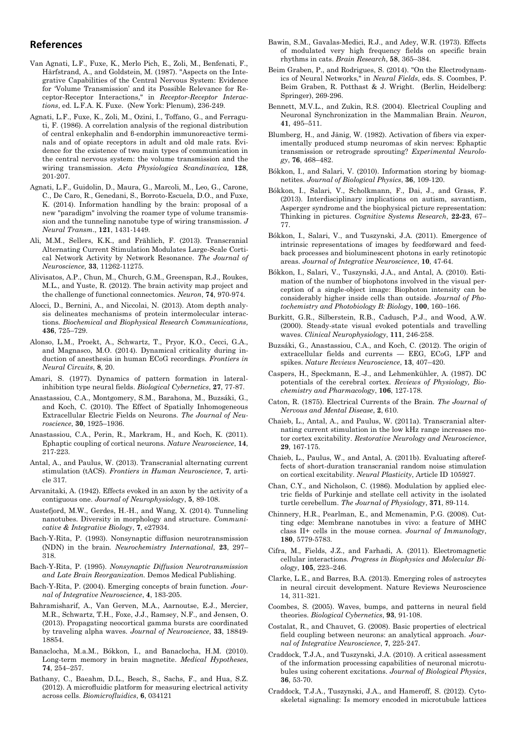## References

Van Agnati, L.F., Fuxe, K., Merlo Pich, E., Zoli, M., Benfenati, F., Härfstrand, A., and Goldstein, M. (1987). "Aspects on the Integrative Capabilities of the Central Nervous System: Evidence for 'Volume Transmission' and its Possible Relevance for Receptor-Receptor Interactions," in *Receptor-Receptor Interactions*, ed. L.F.A. K. Fuxe. (New York: Plenum), 236-249.

Agnati, L.F., Fuxe, K., Zoli, M., Ozini, I., Toffano, G., and Ferraguti, F. (1986). A correlation analysis of the regional distribution of central enkephalin and ß-endorphin immunoreactive terminals and of opiate receptors in adult and old male rats. Evidence for the existence of two main types of communication in the central nervous system: the volume transmission and the wiring transmission. *Acta Physiologica Scandinavica,* **128**, 201-207.

Agnati, L.F., Guidolin, D., Maura, G., Marcoli, M., Leo, G., Carone, C., De Caro, R., Genedani, S., Borroto-Escuela, D.O., and Fuxe, K. (2014). Information handling by the brain: proposal of a new "paradigm" involving the roamer type of volume transmission and the tunneling nanotube type of wiring transmission. *J Neural Transm*., **121**, 1431-1449.

Ali, M.M., Sellers, K.K., and Frählich, F. (2013). Transcranial Alternating Current Stimulation Modulates Large-Scale Cortical Network Activity by Network Resonance. *The Journal of Neuroscience,* **33**, 11262-11275.

Alivisatos, A.P., Chun, M., Church, G.M., Greenspan, R.J., Roukes, M.L., and Yuste, R. (2012). The brain activity map project and the challenge of functional connectomics. *Neuron*, **74**, 970-974.

Alocci, D., Bernini, A., and Niccolai, N. (2013). Atom depth analysis delineates mechanisms of protein intermolecular interactions. *Biochemical and Biophysical Research Communications,* **436**, 725–729.

Alonso, L.M., Proekt, A., Schwartz, T., Pryor, K.O., Cecci, G.A., and Magnasco, M.O. (2014). Dynamical criticality during induction of anesthesia in human ECoG recordings. *Frontiers in Neural Circuits*, **8**, 20.

Amari, S. (1977). Dynamics of pattern formation in lateral-inhibition type neural fields. *Biological Cybernetics*, **27**, 77-87.

Anastassiou, C.A., Montgomery, S.M., Barahona, M., Buzsáki, G., and Koch, C. (2010). The Effect of Spatially Inhomogeneous Extracellular Electric Fields on Neurons. *The Journal of Neuroscience*, **30**, 1925–1936.

Anastassiou, C.A., Perin, R., Markram, H., and Koch, K. (2011). Ephaptic coupling of cortical neurons. *Nature Neuroscience*, **14**, 217-223.

Antal, A., and Paulus, W. (2013). Transcranial alternating current stimulation (tACS). *Frontiers in Human Neuroscience*, **7**, article 317.

Arvanitaki, A. (1942). Effects evoked in an axon by the activity of a contiguous one. *Journal of Neurophysiology*, **5**, 89-108.

Austefjord, M.W., Gerdes, H.-H., and Wang, X. (2014). Tunneling nanotubes. Diversity in morphology and structure. *Communicative & Integrative Biology*, **7**, e27934.

Bach-Y-Rita, P. (1993). Nonsynaptic diffusion neurotransmission (NDN) in the brain. *Neurochemistry International*, **23**, 297–318.

Bach-Y-Rita, P. (1995). *Nonsynaptic Diffusion Neurotransmission and Late Brain Reorganization.* Demos Medical Publishing.

Bach-Y-Rita, P. (2004). Emerging concepts of brain function. *Journal of Integrative Neuroscience*, **4**, 183-205.

Bahramisharif, A., Van Gerven, M.A., Aarnoutse, E.J., Mercier, M.R., Schwartz, T.H., Foxe, J.J., Ramsey, N.F., and Jensen, O. (2013). Propagating neocortical gamma bursts are coordinated by traveling alpha waves. *Journal of Neuroscience*, **33**, 18849-18854.

Banaclocha, M.a.M., Bókkon, I., and Banaclocha, H.M. (2010). Long-term memory in brain magnetite. *Medical Hypotheses*, **74**, 254–257.

Bathany, C., Baeahm, D.L., Besch, S., Sachs, F., and Hua, S.Z. (2012). A microfluidic platform for measuring electrical activity across cells. *Biomicrofluidics*, **6**, 034121

Bawin, S.M., Gavalas-Medici, R.J., and Adey, W.R. (1973). Effects of modulated very high frequency fields on specific brain rhythms in cats. *Brain Research*, **58**, 365–384.

Beim Graben, P., and Rodrigues, S. (2014). "On the Electrodynamics of Neural Networks," in *Neural Fields*, eds. S. Coombes, P. Beim Graben, R. Potthast & J. Wright. (Berlin, Heidelberg: Springer), 269-296.

Bennett, M.V.L., and Zukin, R.S. (2004). Electrical Coupling and Neuronal Synchronization in the Mammalian Brain. *Neuron*, **41**, 495–511.

Blumberg, H., and Jänig, W. (1982). Activation of fibers via experimentally produced stump neuromas of skin nerves: Ephaptic transmission or retrograde sprouting? *Experimental Neurology*, **76**, 468–482.

Bókkon, I., and Salari, V. (2010). Information storing by biomagnetites. *Journal of Biological Physics*, **36**, 109-120.

Bókkon, I., Salari, V., Scholkmann, F., Dai, J., and Grass, F. (2013). Interdisciplinary implications on autism, savantism, Asperger syndrome and the biophysical picture representation: Thinking in pictures. *Cognitive Systems Research*, **22-23**, 67–77.

Bókkon, I., Salari, V., and Tuszynski, J.A. (2011). Emergence of intrinsic representations of images by feedforward and feedback processes and bioluminescent photons in early retinotopic areas. *Journal of Integrative Neuroscience*, **10**, 47-64.

Bókkon, I., Salari, V., Tuszynski, J.A., and Antal, A. (2010). Estimation of the number of biophotons involved in the visual perception of a single-object image: Biophoton intensity can be considerably higher inside cells than outside. *Journal of Photochemistry and Photobiology B: Biology*, **100**, 160–166.

Burkitt, G.R., Silberstein, R.B., Cadusch, P.J., and Wood, A.W. (2000). Steady-state visual evoked potentials and travelling waves. *Clinical Neurophysiology*, **111**, 246-258.

Buzsáki, G., Anastassiou, C.A., and Koch, C. (2012). The origin of extracellular fields and currents — EEG, ECoG, LFP and spikes. *Nature Reviews Neuroscience*, **13**, 407–420.

Caspers, H., Speckmann, E.-J., and Lehmenkühler, A. (1987). DC potentials of the cerebral cortex. *Reviews of Physiology, Biochemistry and Pharmacology*, **106**, 127-178.

Caton, R. (1875). Electrical Currents of the Brain. *The Journal of Nervous and Mental Disease*, **2**, 610.

Chaieb, L., Antal, A., and Paulus, W. (2011a). Transcranial alternating current stimulation in the low kHz range increases motor cortex excitability. *Restorative Neurology and Neuroscience*, **29**, 167-175.

Chaieb, L., Paulus, W., and Antal, A. (2011b). Evaluating aftereffects of short-duration transcranial random noise stimulation on cortical excitability. *Neural Plasticity*, Article ID 105927.

Chan, C.Y., and Nicholson, C. (1986). Modulation by applied electric fields of Purkinje and stellate cell activity in the isolated turtle cerebellum. *The Journal of Physiology*, **371**, 89-114.

Chinnery, H.R., Pearlman, E., and Mcmenamin, P.G. (2008). Cutting edge: Membrane nanotubes in vivo: a feature of MHC class II+ cells in the mouse cornea. *Journal of Immunology*, **180**, 5779-5783.

Cifra, M., Fields, J.Z., and Farhadi, A. (2011). Electromagnetic cellular interactions. *Progress in Biophysics and Molecular Biology*, **105**, 223–246.

Clarke, L.E., and Barres, B.A. (2013). Emerging roles of astrocytes in neural circuit development. Nature Reviews Neuroscience 14, 311-321.

Coombes, S. (2005). Waves, bumps, and patterns in neural field theories. *Biological Cybernetics*, **93**, 91-108.

Costalat, R., and Chauvet, G. (2008). Basic properties of electrical field coupling between neurons: an analytical approach. *Journal of Integrative Neuroscience*, **7**, 225-247.

Craddock, T.J.A., and Tuszynski, J.A. (2010). A critical assessment of the information processing capabilities of neuronal microtubules using coherent excitations. *Journal of Biological Physics*, **36**, 53-70.

Craddock, T.J.A., Tuszynski, J.A., and Hameroff, S. (2012). Cytoskeletal signaling: Is memory encoded in microtubule lattices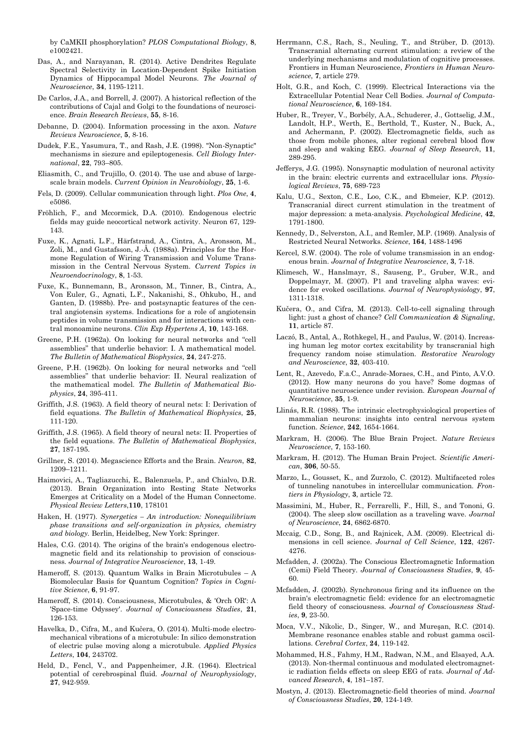by CaMKII phosphorylation? *PLOS Computational Biology*, **8**, e1002421.

Das, A., and Narayanan, R. (2014). Active Dendrites Regulate Spectral Selectivity in Location-Dependent Spike Initiation Dynamics of Hippocampal Model Neurons. *The Journal of Neuroscience*, **34**, 1195-1211.

De Carlos, J.A., and Borrell, J. (2007). A historical reflection of the contributions of Cajal and Golgi to the foundations of neuroscience. *Brain Research Reviews*, **55**, 8-16.

Debanne, D. (2004). Information processing in the axon. *Nature Reviews Neuroscience*, **5**, 8-16.

Dudek, F.E., Yasumura, T., and Rash, J.E. (1998). "Non-Synaptic" mechanisms in siezure and epileptogenesis. *Cell Biology International*, **22**, 793–805.

Eliasmith, C., and Trujillo, O. (2014). The use and abuse of large-scale brain models. *Current Opinion in Neurobiology*, **25**, 1-6.

Fels, D. (2009). Cellular communication through light. *Plos One*, **4**, e5086.

Fröhlich, F., and Mccormick, D.A. (2010). Endogenous electric fields may guide neocortical network activity. Neuron 67, 129-143.

Fuxe, K., Agnati, L.F., Härfstrand, A., Cintra, A., Aronsson, M., Zoli, M., and Gustafsson, J.-Å. (1988a). Principles for the Hormone Regulation of Wiring Transmission and Volume Transmission in the Central Nervous System. *Current Topics in Neuroendocrinology*, **8**, 1-53.

Fuxe, K., Bunnemann, B., Aronsson, M., Tinner, B., Cintra, A., Von Euler, G., Agnati, L.F., Nakanishi, S., Ohkubo, H., and Ganten, D. (1988b). Pre- and postsynaptic features of the central angiotensin systems. Indications for a role of angiotensin peptides in volume transmission and for interactions with central monoamine neurons. *Clin Exp Hypertens A*, **10**, 143-168.

Greene, P.H. (1962a). On looking for neural networks and "cell assemblies" that underlie behavior: I. A mathematical model. *The Bulletin of Mathematical Biophysics*, **24**, 247-275.

Greene, P.H. (1962b). On looking for neural networks and "cell assemblies" that underlie behavior: II. Neural realization of the mathematical model. *The Bulletin of Mathematical Biophysics*, **24**, 395-411.

Griffith, J.S. (1963). A field theory of neural nets: I: Derivation of field equations. *The Bulletin of Mathematical Biophysics*, **25**, 111-120.

Griffith, J.S. (1965). A field theory of neural nets: II. Properties of the field equations. *The Bulletin of Mathematical Biophysics*, **27**, 187-195.

Grillner, S. (2014). Megascience Efforts and the Brain. *Neuron*, **82**, 1209–1211.

Haimovici, A., Tagliazucchi, E., Balenzuela, P., and Chialvo, D.R. (2013). Brain Organization into Resting State Networks Emerges at Criticality on a Model of the Human Connectome. *Physical Review Letters*,**110**, 178101

Haken, H. (1977). *Synergetics – An introduction: Nonequilibrium phase transitions and self-organization in physics, chemistry and biology.* Berlin, Heidelbeg, New York: Springer.

Hales, C.G. (2014). The origins of the brain's endogenous electromagnetic field and its relationship to provision of consciousness. *Journal of Integrative Neuroscience*, **13**, 1-49.

Hameroff, S. (2013). Quantum Walks in Brain Microtubules – A Biomolecular Basis for Quantum Cognition? *Topics in Cognitive Science*, **6**, 91-97.

Hameroff, S. (2014). Consciousness, Microtubules, & 'Orch OR': A 'Space-time Odyssey'. *Journal of Consciousness Studies*, **21**, 126-153.

Havelka, D., Cifra, M., and Kučera, O. (2014). Multi-mode electro-mechanical vibrations of a microtubule: In silico demonstration of electric pulse moving along a microtubule. *Applied Physics Letters*, **104**, 243702.

Held, D., Fencl, V., and Pappenheimer, J.R. (1964). Electrical potential of cerebrospinal fluid. *Journal of Neurophysiology*, **27**, 942-959.

Herrmann, C.S., Rach, S., Neuling, T., and Strüber, D. (2013). Transcranial alternating current stimulation: a review of the underlying mechanisms and modulation of cognitive processes. Frontiers in Human Neuroscience, *Frontiers in Human Neuroscience*, **7**, article 279.

Holt, G.R., and Koch, C. (1999). Electrical Interactions via the Extracellular Potential Near Cell Bodies. *Journal of Computational Neuroscience*, **6**, 169-184.

Huber, R., Treyer, V., Borbély, A.A., Schuderer, J., Gottselig, J.M., Landolt, H.P., Werth, E., Berthold, T., Kuster, N., Buck, A., and Achermann, P. (2002). Electromagnetic fields, such as those from mobile phones, alter regional cerebral blood flow and sleep and waking EEG. *Journal of Sleep Research*, **11**, 289-295.

Jefferys, J.G. (1995). Nonsynaptic modulation of neuronal activity in the brain: electric currents and extracellular ions. *Physiological Reviews*, **75**, 689-723

Kalu, U.G., Sexton, C.E., Loo, C.K., and Ebmeier, K.P. (2012). Transcranial direct current stimulation in the treatment of major depression: a meta-analysis. *Psychological Medicine*, **42**, 1791-1800.

Kennedy, D., Selverston, A.I., and Remler, M.P. (1969). Analysis of Restricted Neural Networks. *Science*, **164**, 1488-1496

Kercel, S.W. (2004). The role of volume transmission in an endogenous brain. *Journal of Integrative Neuroscience*, **3**, 7-18.

Klimesch, W., Hanslmayr, S., Sauseng, P., Gruber, W.R., and Doppelmayr, M. (2007). P1 and traveling alpha waves: evidence for evoked oscillations. *Journal of Neurophysiology*, **97**, 1311-1318.

Kučera, O., and Cifra, M. (2013). Cell-to-cell signaling through light: just a ghost of chance? *Cell Communication & Signaling*, **11**, article 87.

Laczó, B., Antal, A., Rothkegel, H., and Paulus, W. (2014). Increasing human leg motor cortex excitability by transcranial high frequency random noise stimulation. *Restorative Neurology and Neuroscience*, **32**, 403-410.

Lent, R., Azevedo, F.a.C., Anrade-Moraes, C.H., and Pinto, A.V.O. (2012). How many neurons do you have? Some dogmas of quantitative neuroscience under revision. *European Journal of Neuroscience*, **35**, 1-9.

Llinás, R.R. (1988). The intrinsic electrophysiological properties of mammalian neurons: insights into central nervous system function. *Science*, **242**, 1654-1664.

Markram, H. (2006). The Blue Brain Project. *Nature Reviews Neuroscience*, **7**, 153-160.

Markram, H. (2012). The Human Brain Project. *Scientific American*, **306**, 50-55.

Marzo, L., Gousset, K., and Zurzolo, C. (2012). Multifaceted roles of tunneling nanotubes in intercellular communication. *Frontiers in Physiology*, **3**, article 72.

Massimini, M., Huber, R., Ferrarelli, F., Hill, S., and Tononi, G. (2004). The sleep slow oscillation as a traveling wave. *Journal of Neuroscience*, **24**, 6862-6870.

Mccaig, C.D., Song, B., and Rajnicek, A.M. (2009). Electrical dimensions in cell science. *Journal of Cell Science*, **122**, 4267-4276.

Mcfadden, J. (2002a). The Conscious Electromagnetic Information (Cemi) Field Theory. *Journal of Consciousness Studies*, **9**, 45-60.

Mcfadden, J. (2002b). Synchronous firing and its influence on the brain's electromagnetic field: evidence for an electromagnetic field theory of consciousness. *Journal of Consciousness Studies*, **9**, 23-50.

Moca, V.V., Nikolic, D., Singer, W., and Mureşan, R.C. (2014). Membrane resonance enables stable and robust gamma oscillations. *Cerebral Cortex*, **24**, 119-142.

Mohammed, H.S., Fahmy, H.M., Radwan, N.M., and Elsayed, A.A. (2013). Non-thermal continuous and modulated electromagnetic radiation fields effects on sleep EEG of rats. *Journal of Advanced Research*, **4**, 181–187.

Mostyn, J. (2013). Electromagnetic-field theories of mind. *Journal of Consciousness Studies*, **20**, 124-149.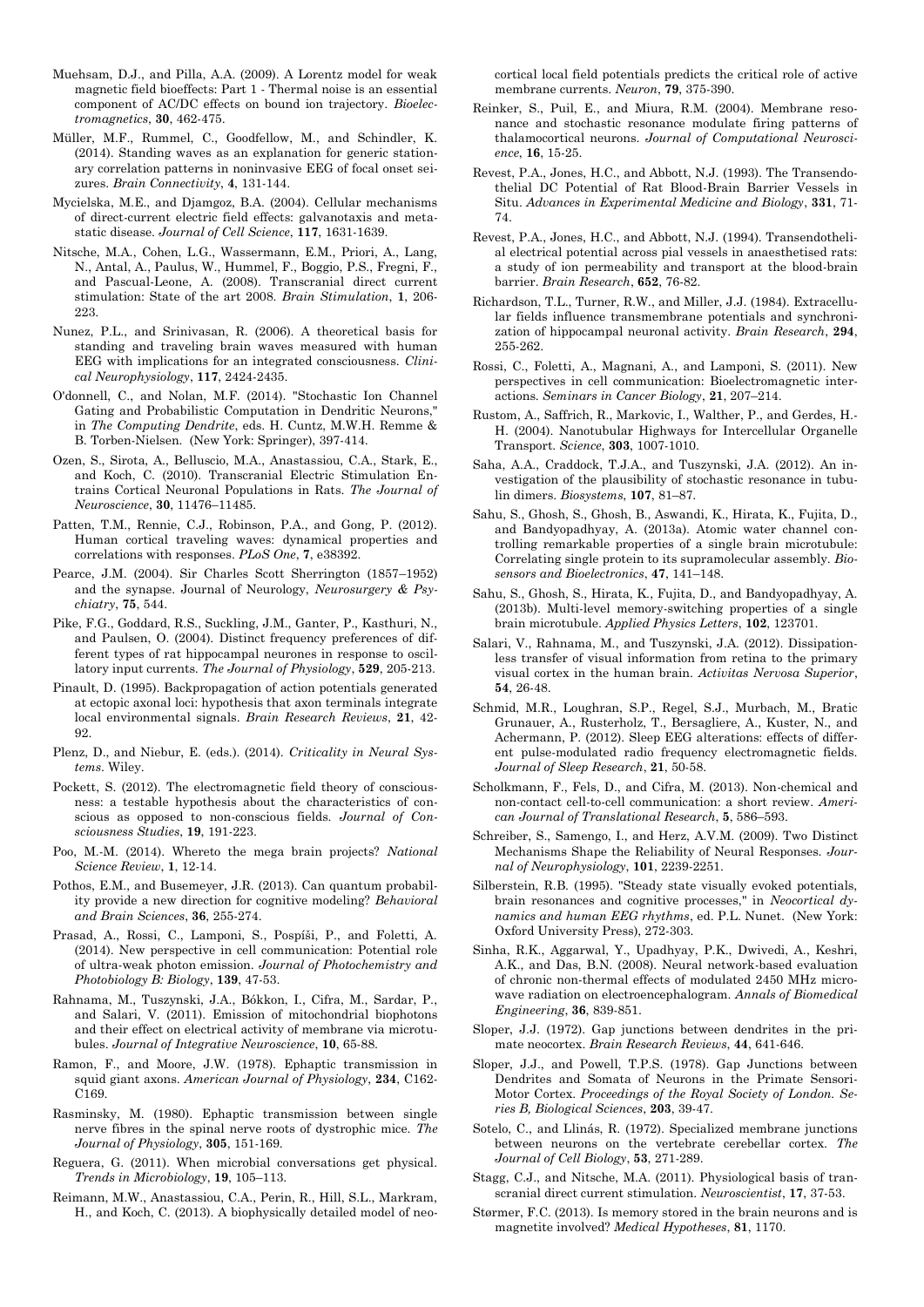Muehsam, D.J., and Pilla, A.A. (2009). A Lorentz model for weak magnetic field bioeffects: Part 1 - Thermal noise is an essential component of AC/DC effects on bound ion trajectory. *Bioelectromagnetics*, **30**, 462-475.

Müller, M.F., Rummel, C., Goodfellow, M., and Schindler, K. (2014). Standing waves as an explanation for generic stationary correlation patterns in noninvasive EEG of focal onset seizures. *Brain Connectivity*, **4**, 131-144.

Mycielska, M.E., and Djamgoz, B.A. (2004). Cellular mechanisms of direct-current electric field effects: galvanotaxis and metastatic disease. *Journal of Cell Science*, **117**, 1631-1639.

Nitsche, M.A., Cohen, L.G., Wassermann, E.M., Priori, A., Lang, N., Antal, A., Paulus, W., Hummel, F., Boggio, P.S., Fregni, F., and Pascual-Leone, A. (2008). Transcranial direct current stimulation: State of the art 2008. *Brain Stimulation*, **1**, 206-223.

Nunez, P.L., and Srinivasan, R. (2006). A theoretical basis for standing and traveling brain waves measured with human EEG with implications for an integrated consciousness. *Clinical Neurophysiology*, **117**, 2424-2435.

O'donnell, C., and Nolan, M.F. (2014). "Stochastic Ion Channel Gating and Probabilistic Computation in Dendritic Neurons," in *The Computing Dendrite*, eds. H. Cuntz, M.W.H. Remme & B. Torben-Nielsen. (New York: Springer), 397-414.

Ozen, S., Sirota, A., Belluscio, M.A., Anastassiou, C.A., Stark, E., and Koch, C. (2010). Transcranial Electric Stimulation Entrains Cortical Neuronal Populations in Rats. *The Journal of Neuroscience*, **30**, 11476–11485.

Patten, T.M., Rennie, C.J., Robinson, P.A., and Gong, P. (2012). Human cortical traveling waves: dynamical properties and correlations with responses. *PLoS One*, **7**, e38392.

Pearce, J.M. (2004). Sir Charles Scott Sherrington (1857–1952) and the synapse. Journal of Neurology, *Neurosurgery & Psychiatry*, **75**, 544.

Pike, F.G., Goddard, R.S., Suckling, J.M., Ganter, P., Kasthuri, N., and Paulsen, O. (2004). Distinct frequency preferences of different types of rat hippocampal neurones in response to oscillatory input currents. *The Journal of Physiology*, **529**, 205-213.

Pinault, D. (1995). Backpropagation of action potentials generated at ectopic axonal loci: hypothesis that axon terminals integrate local environmental signals. *Brain Research Reviews*, **21**, 42-92.

Plenz, D., and Niebur, E. (eds.). (2014). *Criticality in Neural Systems*. Wiley.

Pockett, S. (2012). The electromagnetic field theory of consciousness: a testable hypothesis about the characteristics of conscious as opposed to non-conscious fields. *Journal of Consciousness Studies*, **19**, 191-223.

Poo, M.-M. (2014). Whereto the mega brain projects? *National Science Review*, **1**, 12-14.

Pothos, E.M., and Busemeyer, J.R. (2013). Can quantum probability provide a new direction for cognitive modeling? *Behavioral and Brain Sciences*, **36**, 255-274.

Prasad, A., Rossi, C., Lamponi, S., Pospíši, P., and Foletti, A. (2014). New perspective in cell communication: Potential role of ultra-weak photon emission. *Journal of Photochemistry and Photobiology B: Biology*, **139**, 47-53.

Rahnama, M., Tuszynski, J.A., Bókkon, I., Cifra, M., Sardar, P., and Salari, V. (2011). Emission of mitochondrial biophotons and their effect on electrical activity of membrane via microtubules. *Journal of Integrative Neuroscience*, **10**, 65-88.

Ramon, F., and Moore, J.W. (1978). Ephaptic transmission in squid giant axons. *American Journal of Physiology*, **234**, C162-C169.

Rasminsky, M. (1980). Ephaptic transmission between single nerve fibres in the spinal nerve roots of dystrophic mice. *The Journal of Physiology*, **305**, 151-169.

Reguera, G. (2011). When microbial conversations get physical. *Trends in Microbiology*, **19**, 105–113.

Reimann, M.W., Anastassiou, C.A., Perin, R., Hill, S.L., Markram, H., and Koch, C. (2013). A biophysically detailed model of neocortical local field potentials predicts the critical role of active membrane currents. *Neuron*, **79**, 375-390.

Reinker, S., Puil, E., and Miura, R.M. (2004). Membrane resonance and stochastic resonance modulate firing patterns of thalamocortical neurons. *Journal of Computational Neuroscience*, **16**, 15-25.

Revest, P.A., Jones, H.C., and Abbott, N.J. (1993). The Transendothelial DC Potential of Rat Blood-Brain Barrier Vessels in Situ. *Advances in Experimental Medicine and Biology*, **331**, 71-74.

Revest, P.A., Jones, H.C., and Abbott, N.J. (1994). Transendothelial electrical potential across pial vessels in anaesthetised rats: a study of ion permeability and transport at the blood-brain barrier. *Brain Research*, **652**, 76-82.

Richardson, T.L., Turner, R.W., and Miller, J.J. (1984). Extracellular fields influence transmembrane potentials and synchronization of hippocampal neuronal activity. *Brain Research*, **294**, 255-262.

Rossi, C., Foletti, A., Magnani, A., and Lamponi, S. (2011). New perspectives in cell communication: Bioelectromagnetic interactions. *Seminars in Cancer Biology*, **21**, 207–214.

Rustom, A., Saffrich, R., Markovic, I., Walther, P., and Gerdes, H.-H. (2004). Nanotubular Highways for Intercellular Organelle Transport. *Science*, **303**, 1007-1010.

Saha, A.A., Craddock, T.J.A., and Tuszynski, J.A. (2012). An investigation of the plausibility of stochastic resonance in tubulin dimers. *Biosystems*, **107**, 81–87.

Sahu, S., Ghosh, S., Ghosh, B., Aswandi, K., Hirata, K., Fujita, D., and Bandyopadhyay, A. (2013a). Atomic water channel controlling remarkable properties of a single brain microtubule: Correlating single protein to its supramolecular assembly. *Biosensors and Bioelectronics*, **47**, 141–148.

Sahu, S., Ghosh, S., Hirata, K., Fujita, D., and Bandyopadhyay, A. (2013b). Multi-level memory-switching properties of a single brain microtubule. *Applied Physics Letters*, **102**, 123701.

Salari, V., Rahnama, M., and Tuszynski, J.A. (2012). Dissipationless transfer of visual information from retina to the primary visual cortex in the human brain. *Activitas Nervosa Superior*, **54**, 26-48.

Schmid, M.R., Loughran, S.P., Regel, S.J., Murbach, M., Bratic Grunauer, A., Rusterholz, T., Bersagliere, A., Kuster, N., and Achermann, P. (2012). Sleep EEG alterations: effects of different pulse-modulated radio frequency electromagnetic fields. *Journal of Sleep Research*, **21**, 50-58.

Scholkmann, F., Fels, D., and Cifra, M. (2013). Non-chemical and non-contact cell-to-cell communication: a short review. *American Journal of Translational Research*, **5**, 586–593.

Schreiber, S., Samengo, I., and Herz, A.V.M. (2009). Two Distinct Mechanisms Shape the Reliability of Neural Responses. *Journal of Neurophysiology*, **101**, 2239-2251.

Silberstein, R.B. (1995). "Steady state visually evoked potentials, brain resonances and cognitive processes," in *Neocortical dynamics and human EEG rhythms*, ed. P.L. Nunet. (New York: Oxford University Press), 272-303.

Sinha, R.K., Aggarwal, Y., Upadhyay, P.K., Dwivedi, A., Keshri, A.K., and Das, B.N. (2008). Neural network-based evaluation of chronic non-thermal effects of modulated 2450 MHz microwave radiation on electroencephalogram. *Annals of Biomedical Engineering*, **36**, 839-851.

Sloper, J.J. (1972). Gap junctions between dendrites in the primate neocortex. *Brain Research Reviews*, **44**, 641-646.

Sloper, J.J., and Powell, T.P.S. (1978). Gap Junctions between Dendrites and Somata of Neurons in the Primate Sensori-Motor Cortex. *Proceedings of the Royal Society of London. Series B, Biological Sciences*, **203**, 39-47.

Sotelo, C., and Llinás, R. (1972). Specialized membrane junctions between neurons on the vertebrate cerebellar cortex. *The Journal of Cell Biology*, **53**, 271-289.

Stagg, C.J., and Nitsche, M.A. (2011). Physiological basis of transcranial direct current stimulation. *Neuroscientist*, **17**, 37-53.

Størmer, F.C. (2013). Is memory stored in the brain neurons and is magnetite involved? *Medical Hypotheses*, **81**, 1170.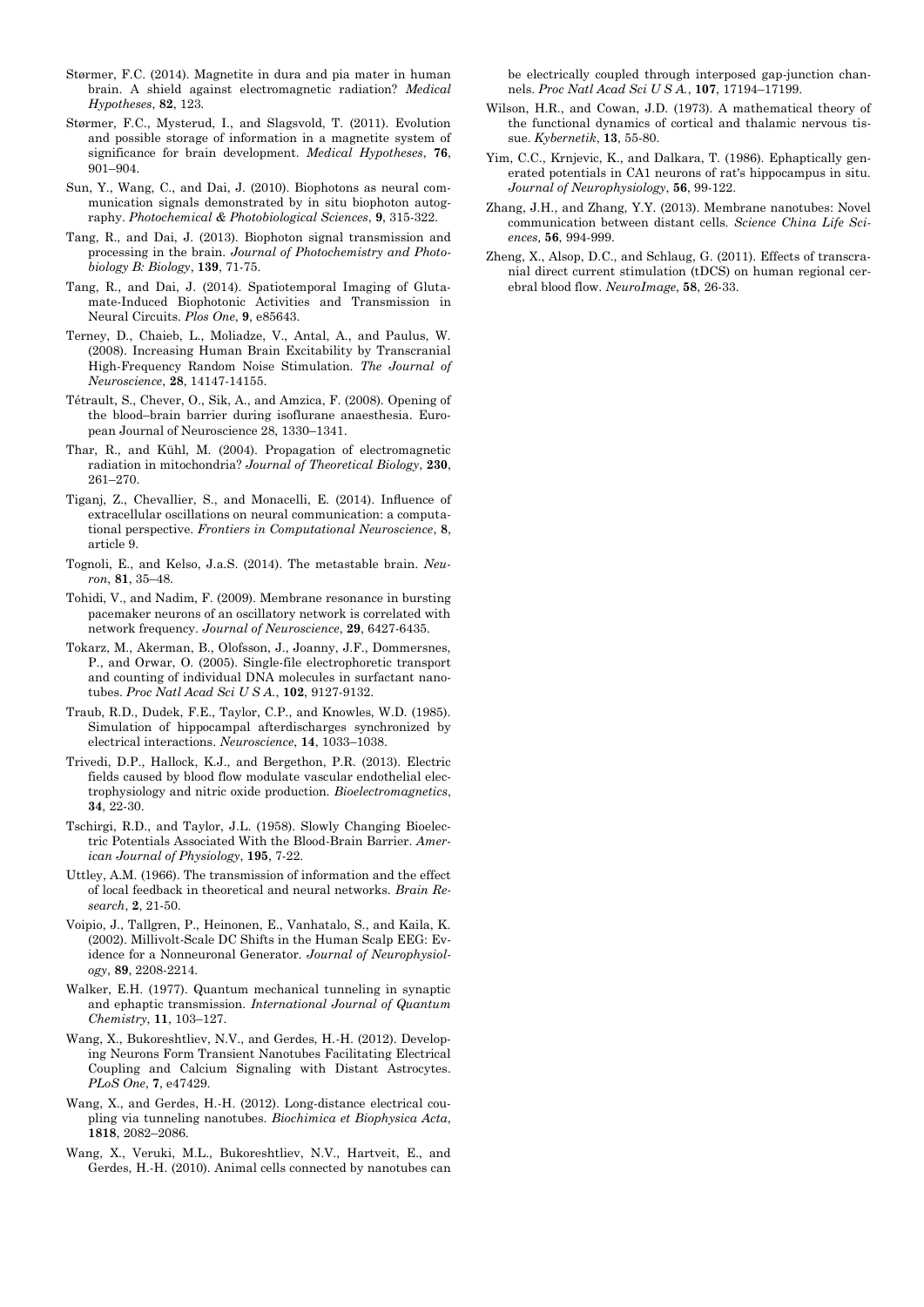Størmer, F.C. (2014). Magnetite in dura and pia mater in human brain. A shield against electromagnetic radiation? *Medical Hypotheses*, **82**, 123.

Størmer, F.C., Mysterud, I., and Slagsvold, T. (2011). Evolution and possible storage of information in a magnetite system of significance for brain development. *Medical Hypotheses*, **76**, 901–904.

Sun, Y., Wang, C., and Dai, J. (2010). Biophotons as neural communication signals demonstrated by in situ biophoton autography. *Photochemical & Photobiological Sciences*, **9**, 315-322.

Tang, R., and Dai, J. (2013). Biophoton signal transmission and processing in the brain. *Journal of Photochemistry and Photobiology B: Biology*, **139**, 71-75.

Tang, R., and Dai, J. (2014). Spatiotemporal Imaging of Glutamate-Induced Biophotonic Activities and Transmission in Neural Circuits. *Plos One*, **9**, e85643.

Terney, D., Chaieb, L., Moliadze, V., Antal, A., and Paulus, W. (2008). Increasing Human Brain Excitability by Transcranial High-Frequency Random Noise Stimulation. *The Journal of Neuroscience*, **28**, 14147-14155.

Tétrault, S., Chever, O., Sik, A., and Amzica, F. (2008). Opening of the blood–brain barrier during isoflurane anaesthesia. European Journal of Neuroscience 28, 1330–1341.

Thar, R., and Kühl, M. (2004). Propagation of electromagnetic radiation in mitochondria? *Journal of Theoretical Biology*, **230**, 261–270.

Tiganj, Z., Chevallier, S., and Monacelli, E. (2014). Influence of extracellular oscillations on neural communication: a computational perspective. *Frontiers in Computational Neuroscience*, **8**, article 9.

Tognoli, E., and Kelso, J.a.S. (2014). The metastable brain. *Neuron*, **81**, 35–48.

Tohidi, V., and Nadim, F. (2009). Membrane resonance in bursting pacemaker neurons of an oscillatory network is correlated with network frequency. *Journal of Neuroscience*, **29**, 6427-6435.

Tokarz, M., Akerman, B., Olofsson, J., Joanny, J.F., Dommersnes, P., and Orwar, O. (2005). Single-file electrophoretic transport and counting of individual DNA molecules in surfactant nanotubes. *Proc Natl Acad Sci U S A.*, **102**, 9127-9132.

Traub, R.D., Dudek, F.E., Taylor, C.P., and Knowles, W.D. (1985). Simulation of hippocampal afterdischarges synchronized by electrical interactions. *Neuroscience*, **14**, 1033–1038.

Trivedi, D.P., Hallock, K.J., and Bergethon, P.R. (2013). Electric fields caused by blood flow modulate vascular endothelial electrophysiology and nitric oxide production. *Bioelectromagnetics*, **34**, 22-30.

Tschirgi, R.D., and Taylor, J.L. (1958). Slowly Changing Bioelectric Potentials Associated With the Blood-Brain Barrier. *American Journal of Physiology*, **195**, 7-22.

Uttley, A.M. (1966). The transmission of information and the effect of local feedback in theoretical and neural networks. *Brain Research*, **2**, 21-50.

Voipio, J., Tallgren, P., Heinonen, E., Vanhatalo, S., and Kaila, K. (2002). Millivolt-Scale DC Shifts in the Human Scalp EEG: Evidence for a Nonneuronal Generator. *Journal of Neurophysiology*, **89**, 2208-2214.

Walker, E.H. (1977). Quantum mechanical tunneling in synaptic and ephaptic transmission. *International Journal of Quantum Chemistry*, **11**, 103–127.

Wang, X., Bukoreshtliev, N.V., and Gerdes, H.-H. (2012). Developing Neurons Form Transient Nanotubes Facilitating Electrical Coupling and Calcium Signaling with Distant Astrocytes. *PLoS One*, **7**, e47429.

Wang, X., and Gerdes, H.-H. (2012). Long-distance electrical coupling via tunneling nanotubes. *Biochimica et Biophysica Acta*, **1818**, 2082–2086.

Wang, X., Veruki, M.L., Bukoreshtliev, N.V., Hartveit, E., and Gerdes, H.-H. (2010). Animal cells connected by nanotubes can be electrically coupled through interposed gap-junction channels. *Proc Natl Acad Sci U S A.*, **107**, 17194–17199.

Wilson, H.R., and Cowan, J.D. (1973). A mathematical theory of the functional dynamics of cortical and thalamic nervous tissue. *Kybernetik*, **13**, 55-80.

Yim, C.C., Krnjevic, K., and Dalkara, T. (1986). Ephaptically generated potentials in CA1 neurons of rat's hippocampus in situ. *Journal of Neurophysiology*, **56**, 99-122.

Zhang, J.H., and Zhang, Y.Y. (2013). Membrane nanotubes: Novel communication between distant cells. *Science China Life Sciences,* **56**, 994-999.

Zheng, X., Alsop, D.C., and Schlaug, G. (2011). Effects of transcranial direct current stimulation (tDCS) on human regional cerebral blood flow. *NeuroImage*, **58**, 26-33.